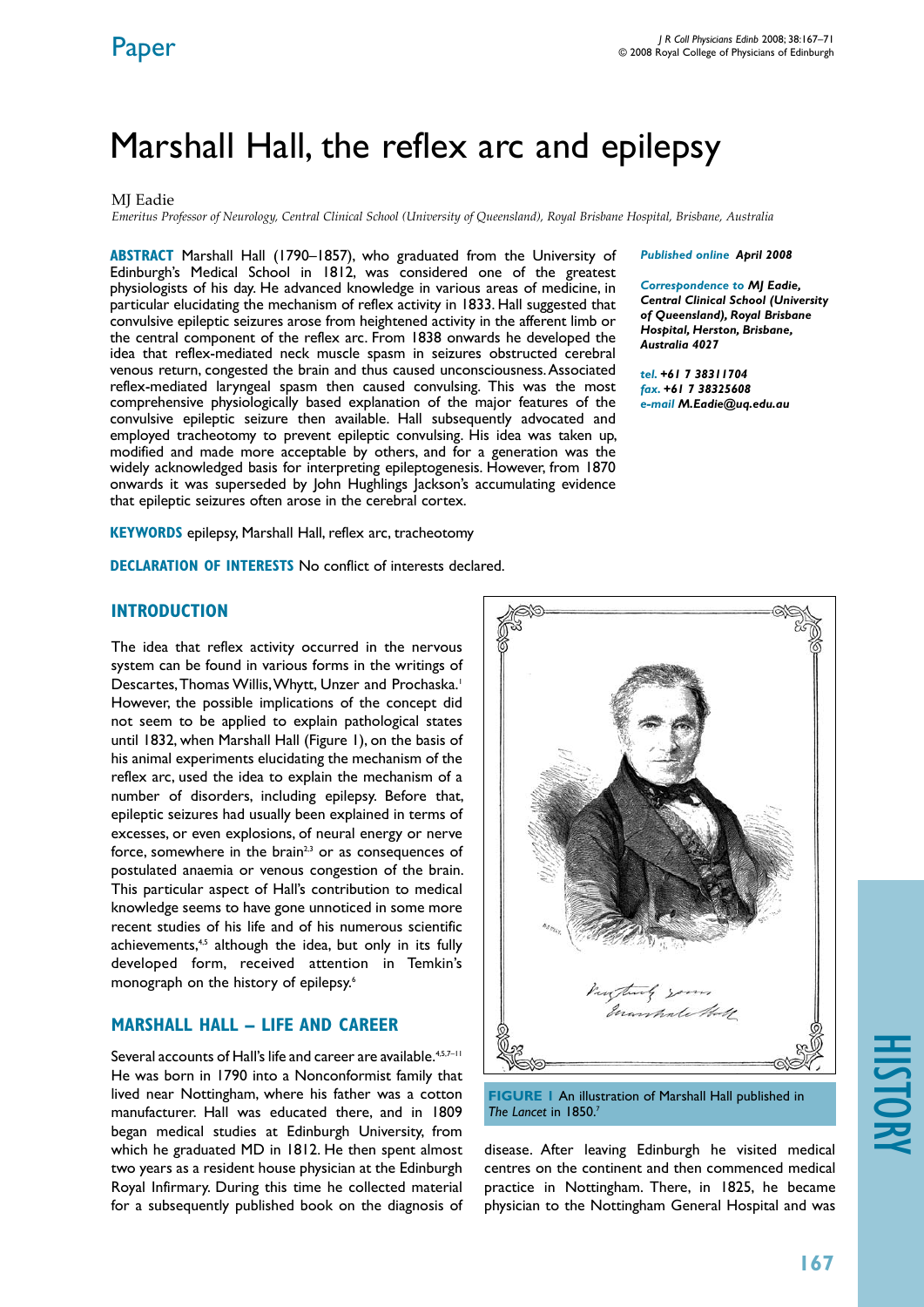# Marshall Hall, the reflex arc and epilepsy

MJ Eadie

*Emeritus Professor of Neurology, Central Clinical School (University of Queensland), Royal Brisbane Hospital, Brisbane, Australia*

**ABSTRACT** Marshall Hall (1790–1857), who graduated from the University of Edinburgh's Medical School in 1812, was considered one of the greatest physiologists of his day. He advanced knowledge in various areas of medicine, in particular elucidating the mechanism of reflex activity in 1833. Hall suggested that convulsive epileptic seizures arose from heightened activity in the afferent limb or the central component of the reflex arc. From 1838 onwards he developed the idea that reflex-mediated neck muscle spasm in seizures obstructed cerebral venous return, congested the brain and thus caused unconsciousness. Associated reflex-mediated laryngeal spasm then caused convulsing. This was the most comprehensive physiologically based explanation of the major features of the convulsive epileptic seizure then available. Hall subsequently advocated and employed tracheotomy to prevent epileptic convulsing. His idea was taken up, modified and made more acceptable by others, and for a generation was the widely acknowledged basis for interpreting epileptogenesis. However, from 1870 onwards it was superseded by John Hughlings Jackson's accumulating evidence that epileptic seizures often arose in the cerebral cortex.

***Published online* April 2008**

***Correspondence to* MJ Eadie, Central Clinical School (University of Queensland), Royal Brisbane Hospital, Herston, Brisbane, Australia 4027**

***tel.* +61 7 38311704**
***fax.* +61 7 38325608**
***e-mail* M.Eadie@uq.edu.au**

**KEYWORDS** epilepsy, Marshall Hall, reflex arc, tracheotomy

**DECLARATION OF INTERESTS** No conflict of interests declared.

## INTRODUCTION

The idea that reflex activity occurred in the nervous system can be found in various forms in the writings of Descartes, Thomas Willis, Whytt, Unzer and Prochaska.[1] However, the possible implications of the concept did not seem to be applied to explain pathological states until 1832, when Marshall Hall (Figure 1), on the basis of his animal experiments elucidating the mechanism of the reflex arc, used the idea to explain the mechanism of a number of disorders, including epilepsy. Before that, epileptic seizures had usually been explained in terms of excesses, or even explosions, of neural energy or nerve force, somewhere in the brain[2,3] or as consequences of postulated anaemia or venous congestion of the brain. This particular aspect of Hall's contribution to medical knowledge seems to have gone unnoticed in some more recent studies of his life and of his numerous scientific achievements,[4,5] although the idea, but only in its fully developed form, received attention in Temkin's monograph on the history of epilepsy.[6]

## MARSHALL HALL – LIFE AND CAREER

Several accounts of Hall's life and career are available.[4,5,7–11] He was born in 1790 into a Nonconformist family that lived near Nottingham, where his father was a cotton manufacturer. Hall was educated there, and in 1809 began medical studies at Edinburgh University, from which he graduated MD in 1812. He then spent almost two years as a resident house physician at the Edinburgh Royal Infirmary. During this time he collected material for a subsequently published book on the diagnosis of disease. After leaving Edinburgh he visited medical centres on the continent and then commenced medical practice in Nottingham. There, in 1825, he became physician to the Nottingham General Hospital and was

**FIGURE 1** An illustration of Marshall Hall published in *The Lancet* in 1850.[7]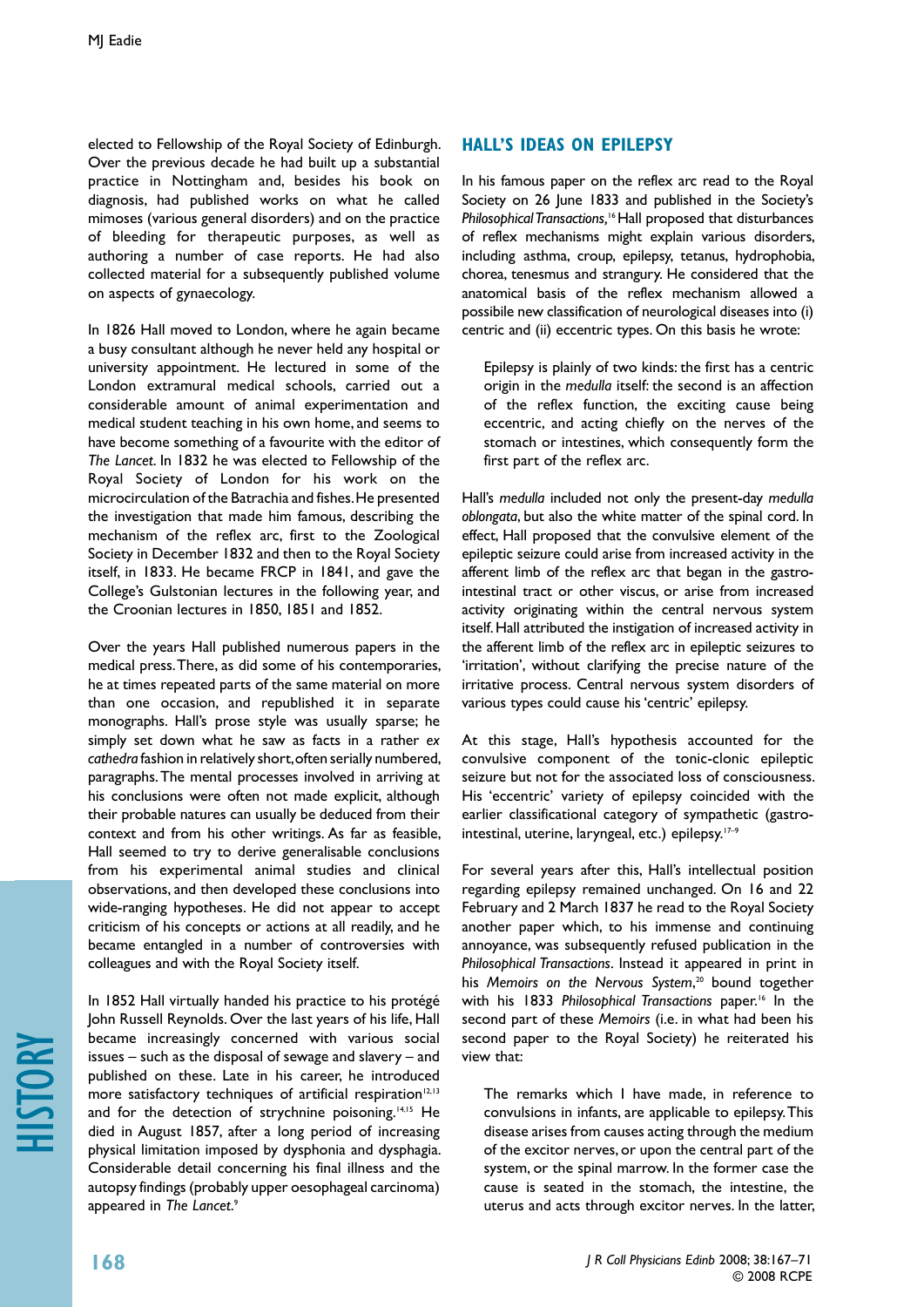elected to Fellowship of the Royal Society of Edinburgh. Over the previous decade he had built up a substantial practice in Nottingham and, besides his book on diagnosis, had published works on what he called mimoses (various general disorders) and on the practice of bleeding for therapeutic purposes, as well as authoring a number of case reports. He had also collected material for a subsequently published volume on aspects of gynaecology.

In 1826 Hall moved to London, where he again became a busy consultant although he never held any hospital or university appointment. He lectured in some of the London extramural medical schools, carried out a considerable amount of animal experimentation and medical student teaching in his own home, and seems to have become something of a favourite with the editor of *The Lancet*. In 1832 he was elected to Fellowship of the Royal Society of London for his work on the microcirculation of the Batrachia and fishes. He presented the investigation that made him famous, describing the mechanism of the reflex arc, first to the Zoological Society in December 1832 and then to the Royal Society itself, in 1833. He became FRCP in 1841, and gave the College's Gulstonian lectures in the following year, and the Croonian lectures in 1850, 1851 and 1852.

Over the years Hall published numerous papers in the medical press. There, as did some of his contemporaries, he at times repeated parts of the same material on more than one occasion, and republished it in separate monographs. Hall's prose style was usually sparse; he simply set down what he saw as facts in a rather *ex cathedra* fashion in relatively short, often serially numbered, paragraphs. The mental processes involved in arriving at his conclusions were often not made explicit, although their probable natures can usually be deduced from their context and from his other writings. As far as feasible, Hall seemed to try to derive generalisable conclusions from his experimental animal studies and clinical observations, and then developed these conclusions into wide-ranging hypotheses. He did not appear to accept criticism of his concepts or actions at all readily, and he became entangled in a number of controversies with colleagues and with the Royal Society itself.

In 1852 Hall virtually handed his practice to his protégé John Russell Reynolds. Over the last years of his life, Hall became increasingly concerned with various social issues – such as the disposal of sewage and slavery – and published on these. Late in his career, he introduced more satisfactory techniques of artificial respiration[12,13] and for the detection of strychnine poisoning.[14,15] He died in August 1857, after a long period of increasing physical limitation imposed by dysphonia and dysphagia. Considerable detail concerning his final illness and the autopsy findings (probably upper oesophageal carcinoma) appeared in *The Lancet*.[9]

## HALL'S IDEAS ON EPILEPSY

In his famous paper on the reflex arc read to the Royal Society on 26 June 1833 and published in the Society's *Philosophical Transactions*,[16] Hall proposed that disturbances of reflex mechanisms might explain various disorders, including asthma, croup, epilepsy, tetanus, hydrophobia, chorea, tenesmus and strangury. He considered that the anatomical basis of the reflex mechanism allowed a possibile new classification of neurological diseases into (i) centric and (ii) eccentric types. On this basis he wrote:

> Epilepsy is plainly of two kinds: the first has a centric origin in the *medulla* itself: the second is an affection of the reflex function, the exciting cause being eccentric, and acting chiefly on the nerves of the stomach or intestines, which consequently form the first part of the reflex arc.

Hall's *medulla* included not only the present-day *medulla oblongata*, but also the white matter of the spinal cord. In effect, Hall proposed that the convulsive element of the epileptic seizure could arise from increased activity in the afferent limb of the reflex arc that began in the gastro-intestinal tract or other viscus, or arise from increased activity originating within the central nervous system itself. Hall attributed the instigation of increased activity in the afferent limb of the reflex arc in epileptic seizures to 'irritation', without clarifying the precise nature of the irritative process. Central nervous system disorders of various types could cause his 'centric' epilepsy.

At this stage, Hall's hypothesis accounted for the convulsive component of the tonic-clonic epileptic seizure but not for the associated loss of consciousness. His 'eccentric' variety of epilepsy coincided with the earlier classificational category of sympathetic (gastro-intestinal, uterine, laryngeal, etc.) epilepsy.[17–9]

For several years after this, Hall's intellectual position regarding epilepsy remained unchanged. On 16 and 22 February and 2 March 1837 he read to the Royal Society another paper which, to his immense and continuing annoyance, was subsequently refused publication in the *Philosophical Transactions*. Instead it appeared in print in his *Memoirs on the Nervous System*,[20] bound together with his 1833 *Philosophical Transactions* paper.[16] In the second part of these *Memoirs* (i.e. in what had been his second paper to the Royal Society) he reiterated his view that:

> The remarks which I have made, in reference to convulsions in infants, are applicable to epilepsy. This disease arises from causes acting through the medium of the excitor nerves, or upon the central part of the system, or the spinal marrow. In the former case the cause is seated in the stomach, the intestine, the uterus and acts through excitor nerves. In the latter,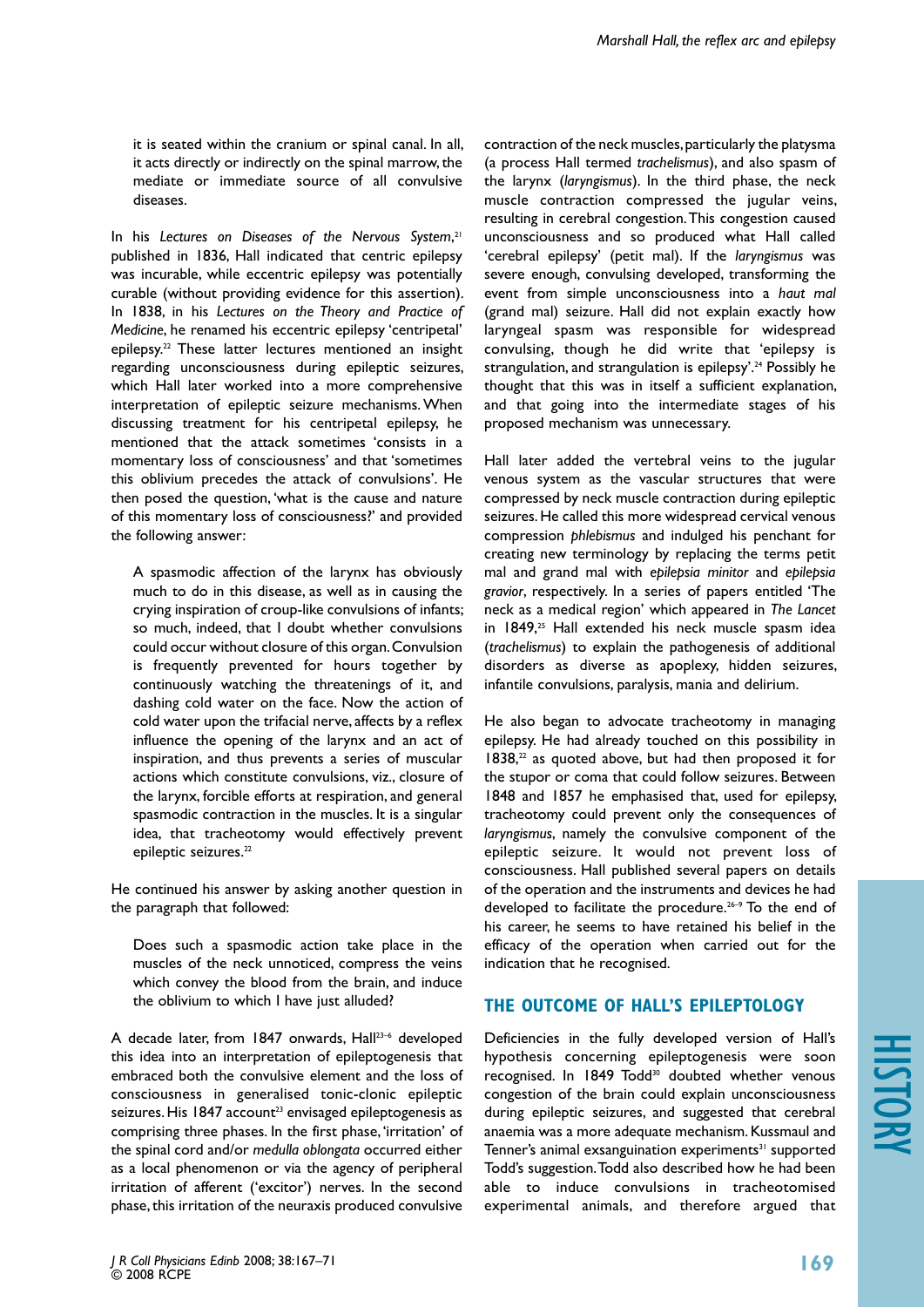it is seated within the cranium or spinal canal. In all, it acts directly or indirectly on the spinal marrow, the mediate or immediate source of all convulsive diseases.

In his *Lectures on Diseases of the Nervous System*,[21] published in 1836, Hall indicated that centric epilepsy was incurable, while eccentric epilepsy was potentially curable (without providing evidence for this assertion). In 1838, in his *Lectures on the Theory and Practice of Medicine*, he renamed his eccentric epilepsy 'centripetal' epilepsy.[22] These latter lectures mentioned an insight regarding unconsciousness during epileptic seizures, which Hall later worked into a more comprehensive interpretation of epileptic seizure mechanisms. When discussing treatment for his centripetal epilepsy, he mentioned that the attack sometimes 'consists in a momentary loss of consciousness' and that 'sometimes this oblivium precedes the attack of convulsions'. He then posed the question, 'what is the cause and nature of this momentary loss of consciousness?' and provided the following answer:

> A spasmodic affection of the larynx has obviously much to do in this disease, as well as in causing the crying inspiration of croup-like convulsions of infants; so much, indeed, that I doubt whether convulsions could occur without closure of this organ. Convulsion is frequently prevented for hours together by continuously watching the threatenings of it, and dashing cold water on the face. Now the action of cold water upon the trifacial nerve, affects by a reflex influence the opening of the larynx and an act of inspiration, and thus prevents a series of muscular actions which constitute convulsions, viz., closure of the larynx, forcible efforts at respiration, and general spasmodic contraction in the muscles. It is a singular idea, that tracheotomy would effectively prevent epileptic seizures.[22]

He continued his answer by asking another question in the paragraph that followed:

> Does such a spasmodic action take place in the muscles of the neck unnoticed, compress the veins which convey the blood from the brain, and induce the oblivium to which I have just alluded?

A decade later, from 1847 onwards, Hall[23–6] developed this idea into an interpretation of epileptogenesis that embraced both the convulsive element and the loss of consciousness in generalised tonic-clonic epileptic seizures. His 1847 account[23] envisaged epileptogenesis as comprising three phases. In the first phase, 'irritation' of the spinal cord and/or *medulla oblongata* occurred either as a local phenomenon or via the agency of peripheral irritation of afferent ('excitor') nerves. In the second phase, this irritation of the neuraxis produced convulsive contraction of the neck muscles, particularly the platysma (a process Hall termed *trachelismus*), and also spasm of the larynx (*laryngismus*). In the third phase, the neck muscle contraction compressed the jugular veins, resulting in cerebral congestion. This congestion caused unconsciousness and so produced what Hall called 'cerebral epilepsy' (petit mal). If the *laryngismus* was severe enough, convulsing developed, transforming the event from simple unconsciousness into a *haut mal* (grand mal) seizure. Hall did not explain exactly how laryngeal spasm was responsible for widespread convulsing, though he did write that 'epilepsy is strangulation, and strangulation is epilepsy'.[24] Possibly he thought that this was in itself a sufficient explanation, and that going into the intermediate stages of his proposed mechanism was unnecessary.

Hall later added the vertebral veins to the jugular venous system as the vascular structures that were compressed by neck muscle contraction during epileptic seizures. He called this more widespread cervical venous compression *phlebismus* and indulged his penchant for creating new terminology by replacing the terms petit mal and grand mal with *epilepsia minitor* and *epilepsia gravior*, respectively. In a series of papers entitled 'The neck as a medical region' which appeared in *The Lancet* in 1849,[25] Hall extended his neck muscle spasm idea (*trachelismus*) to explain the pathogenesis of additional disorders as diverse as apoplexy, hidden seizures, infantile convulsions, paralysis, mania and delirium.

He also began to advocate tracheotomy in managing epilepsy. He had already touched on this possibility in 1838,[22] as quoted above, but had then proposed it for the stupor or coma that could follow seizures. Between 1848 and 1857 he emphasised that, used for epilepsy, tracheotomy could prevent only the consequences of *laryngismus*, namely the convulsive component of the epileptic seizure. It would not prevent loss of consciousness. Hall published several papers on details of the operation and the instruments and devices he had developed to facilitate the procedure.[26–9] To the end of his career, he seems to have retained his belief in the efficacy of the operation when carried out for the indication that he recognised.

## THE OUTCOME OF HALL'S EPILEPTOLOGY

Deficiencies in the fully developed version of Hall's hypothesis concerning epileptogenesis were soon recognised. In 1849 Todd[30] doubted whether venous congestion of the brain could explain unconsciousness during epileptic seizures, and suggested that cerebral anaemia was a more adequate mechanism. Kussmaul and Tenner's animal exsanguination experiments[31] supported Todd's suggestion. Todd also described how he had been able to induce convulsions in tracheotomised experimental animals, and therefore argued that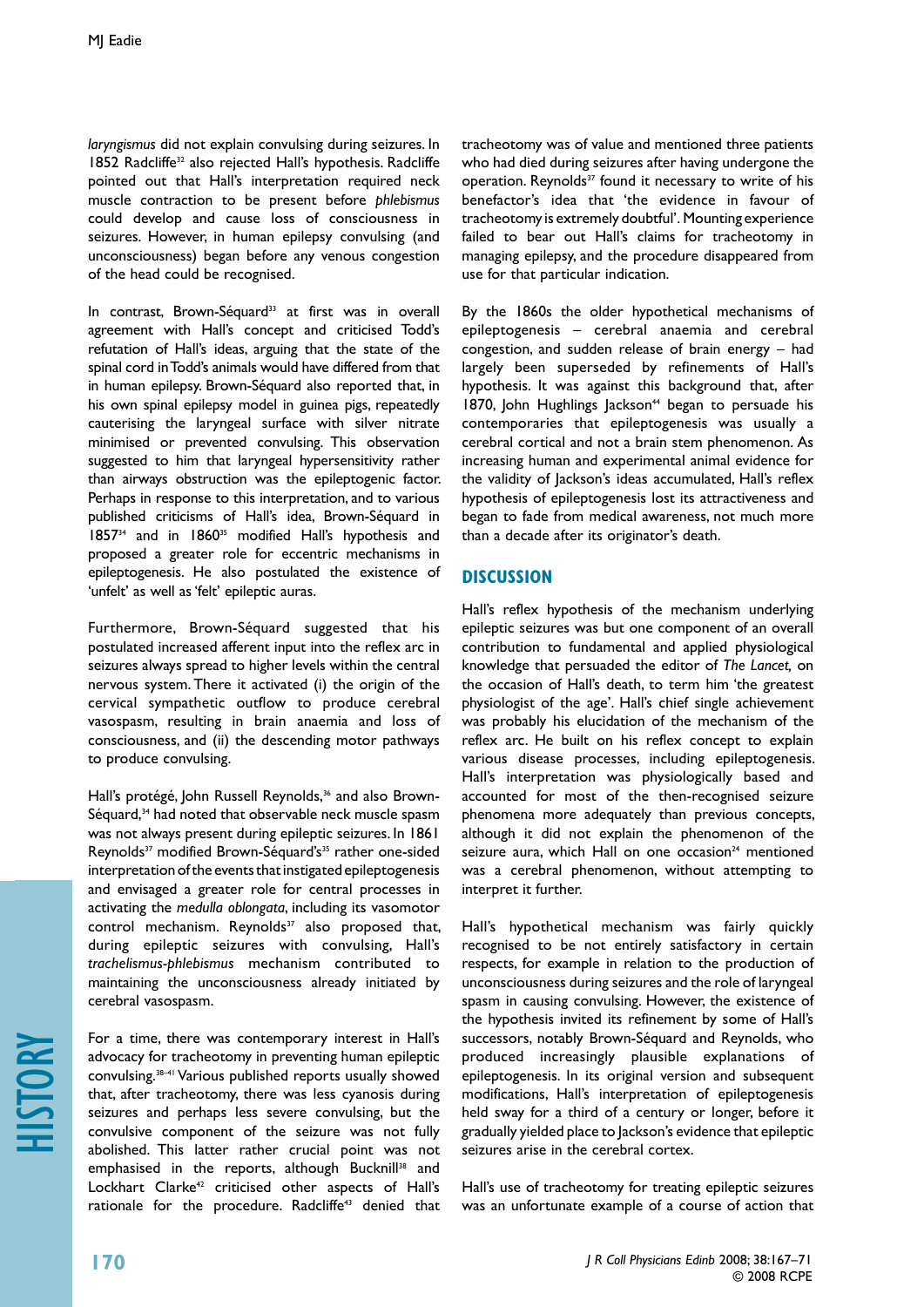*laryngismus* did not explain convulsing during seizures. In 1852 Radcliffe[32] also rejected Hall's hypothesis. Radcliffe pointed out that Hall's interpretation required neck muscle contraction to be present before *phlebismus* could develop and cause loss of consciousness in seizures. However, in human epilepsy convulsing (and unconsciousness) began before any venous congestion of the head could be recognised.

In contrast, Brown-Séquard[33] at first was in overall agreement with Hall's concept and criticised Todd's refutation of Hall's ideas, arguing that the state of the spinal cord in Todd's animals would have differed from that in human epilepsy. Brown-Séquard also reported that, in his own spinal epilepsy model in guinea pigs, repeatedly cauterising the laryngeal surface with silver nitrate minimised or prevented convulsing. This observation suggested to him that laryngeal hypersensitivity rather than airways obstruction was the epileptogenic factor. Perhaps in response to this interpretation, and to various published criticisms of Hall's idea, Brown-Séquard in 1857[34] and in 1860[35] modified Hall's hypothesis and proposed a greater role for eccentric mechanisms in epileptogenesis. He also postulated the existence of 'unfelt' as well as 'felt' epileptic auras.

Furthermore, Brown-Séquard suggested that his postulated increased afferent input into the reflex arc in seizures always spread to higher levels within the central nervous system. There it activated (i) the origin of the cervical sympathetic outflow to produce cerebral vasospasm, resulting in brain anaemia and loss of consciousness, and (ii) the descending motor pathways to produce convulsing.

Hall's protégé, John Russell Reynolds,[36] and also Brown-Séquard,[34] had noted that observable neck muscle spasm was not always present during epileptic seizures. In 1861 Reynolds[37] modified Brown-Séquard's[35] rather one-sided interpretation of the events that instigated epileptogenesis and envisaged a greater role for central processes in activating the *medulla oblongata*, including its vasomotor control mechanism. Reynolds[37] also proposed that, during epileptic seizures with convulsing, Hall's *trachelismus-phlebismus* mechanism contributed to maintaining the unconsciousness already initiated by cerebral vasospasm.

For a time, there was contemporary interest in Hall's advocacy for tracheotomy in preventing human epileptic convulsing.[38–41] Various published reports usually showed that, after tracheotomy, there was less cyanosis during seizures and perhaps less severe convulsing, but the convulsive component of the seizure was not fully abolished. This latter rather crucial point was not emphasised in the reports, although Bucknill[38] and Lockhart Clarke[42] criticised other aspects of Hall's rationale for the procedure. Radcliffe[43] denied that tracheotomy was of value and mentioned three patients who had died during seizures after having undergone the operation. Reynolds[37] found it necessary to write of his benefactor's idea that 'the evidence in favour of tracheotomy is extremely doubtful'. Mounting experience failed to bear out Hall's claims for tracheotomy in managing epilepsy, and the procedure disappeared from use for that particular indication.

By the 1860s the older hypothetical mechanisms of epileptogenesis – cerebral anaemia and cerebral congestion, and sudden release of brain energy – had largely been superseded by refinements of Hall's hypothesis. It was against this background that, after 1870, John Hughlings Jackson[44] began to persuade his contemporaries that epileptogenesis was usually a cerebral cortical and not a brain stem phenomenon. As increasing human and experimental animal evidence for the validity of Jackson's ideas accumulated, Hall's reflex hypothesis of epileptogenesis lost its attractiveness and began to fade from medical awareness, not much more than a decade after its originator's death.

## DISCUSSION

Hall's reflex hypothesis of the mechanism underlying epileptic seizures was but one component of an overall contribution to fundamental and applied physiological knowledge that persuaded the editor of *The Lancet,* on the occasion of Hall's death, to term him 'the greatest physiologist of the age'. Hall's chief single achievement was probably his elucidation of the mechanism of the reflex arc. He built on his reflex concept to explain various disease processes, including epileptogenesis. Hall's interpretation was physiologically based and accounted for most of the then-recognised seizure phenomena more adequately than previous concepts, although it did not explain the phenomenon of the seizure aura, which Hall on one occasion[24] mentioned was a cerebral phenomenon, without attempting to interpret it further.

Hall's hypothetical mechanism was fairly quickly recognised to be not entirely satisfactory in certain respects, for example in relation to the production of unconsciousness during seizures and the role of laryngeal spasm in causing convulsing. However, the existence of the hypothesis invited its refinement by some of Hall's successors, notably Brown-Séquard and Reynolds, who produced increasingly plausible explanations of epileptogenesis. In its original version and subsequent modifications, Hall's interpretation of epileptogenesis held sway for a third of a century or longer, before it gradually yielded place to Jackson's evidence that epileptic seizures arise in the cerebral cortex.

Hall's use of tracheotomy for treating epileptic seizures was an unfortunate example of a course of action that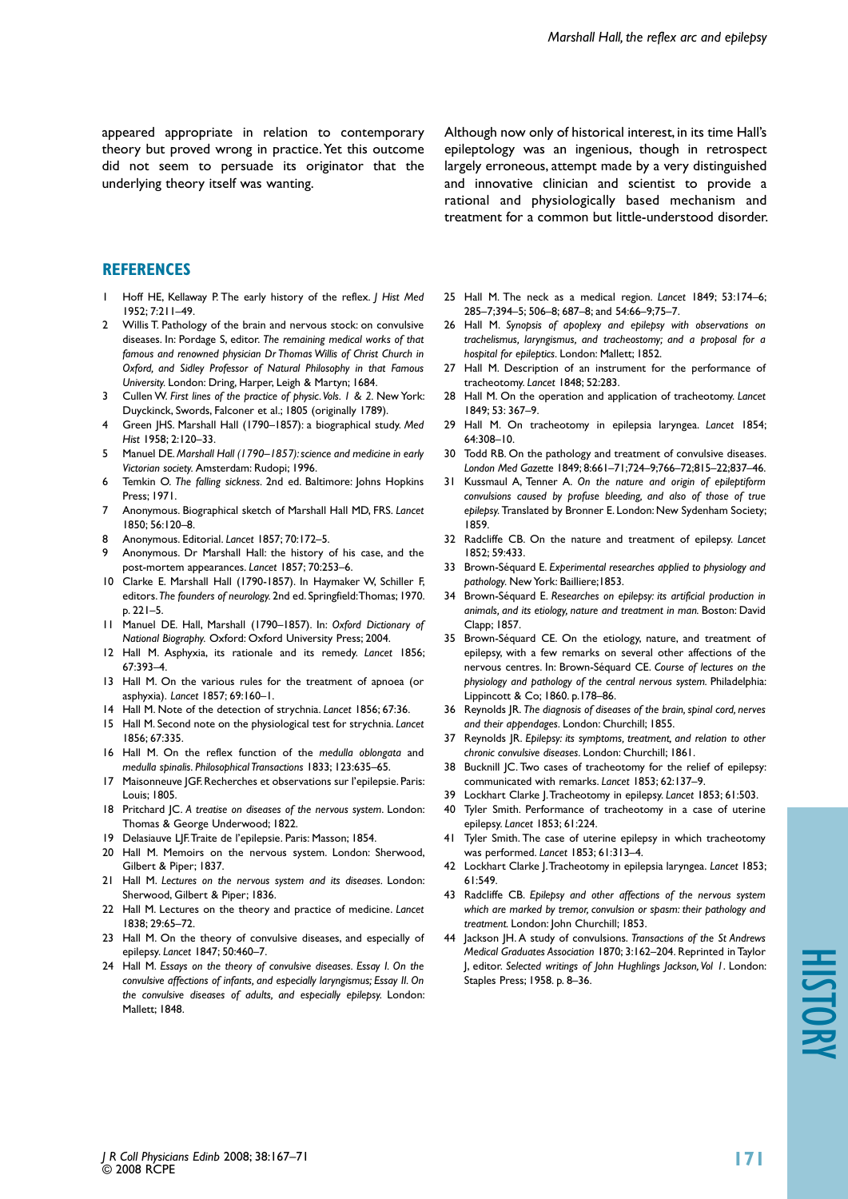appeared appropriate in relation to contemporary theory but proved wrong in practice. Yet this outcome did not seem to persuade its originator that the underlying theory itself was wanting.

Although now only of historical interest, in its time Hall's epileptology was an ingenious, though in retrospect largely erroneous, attempt made by a very distinguished and innovative clinician and scientist to provide a rational and physiologically based mechanism and treatment for a common but little-understood disorder.

## REFERENCES

1. Hoff HE, Kellaway P. The early history of the reflex. *J Hist Med* 1952; 7:211–49.
2. Willis T. Pathology of the brain and nervous stock: on convulsive diseases. In: Pordage S, editor. *The remaining medical works of that famous and renowned physician Dr Thomas Willis of Christ Church in Oxford, and Sidley Professor of Natural Philosophy in that Famous University.* London: Dring, Harper, Leigh & Martyn; 1684.
3. Cullen W. *First lines of the practice of physic. Vols. 1 & 2.* New York: Duyckinck, Swords, Falconer et al.; 1805 (originally 1789).
4. Green JHS. Marshall Hall (1790–1857): a biographical study. *Med Hist* 1958; 2:120–33.
5. Manuel DE. *Marshall Hall (1790–1857): science and medicine in early Victorian society.* Amsterdam: Rudopi; 1996.
6. Temkin O. *The falling sickness.* 2nd ed. Baltimore: Johns Hopkins Press; 1971.
7. Anonymous. Biographical sketch of Marshall Hall MD, FRS. *Lancet* 1850; 56:120–8.
8. Anonymous. Editorial. *Lancet* 1857; 70:172–5.
9. Anonymous. Dr Marshall Hall: the history of his case, and the post-mortem appearances. *Lancet* 1857; 70:253–6.
10. Clarke E. Marshall Hall (1790-1857). In Haymaker W, Schiller F, editors. *The founders of neurology.* 2nd ed. Springfield: Thomas; 1970. p. 221–5.
11. Manuel DE. Hall, Marshall (1790–1857). In: *Oxford Dictionary of National Biography.* Oxford: Oxford University Press; 2004.
12. Hall M. Asphyxia, its rationale and its remedy. *Lancet* 1856; 67:393–4.
13. Hall M. On the various rules for the treatment of apnoea (or asphyxia). *Lancet* 1857; 69:160–1.
14. Hall M. Note of the detection of strychnia. *Lancet* 1856; 67:36.
15. Hall M. Second note on the physiological test for strychnia. *Lancet* 1856; 67:335.
16. Hall M. On the reflex function of the *medulla oblongata* and *medulla spinalis*. *Philosophical Transactions* 1833; 123:635–65.
17. Maisonneuve JGF. Recherches et observations sur l'epilepsie. Paris: Louis; 1805.
18. Pritchard JC. *A treatise on diseases of the nervous system*. London: Thomas & George Underwood; 1822.
19. Delasiauve LJF. Traite de l'epilepsie. Paris: Masson; 1854.
20. Hall M. Memoirs on the nervous system. London: Sherwood, Gilbert & Piper; 1837.
21. Hall M. *Lectures on the nervous system and its diseases*. London: Sherwood, Gilbert & Piper; 1836.
22. Hall M. Lectures on the theory and practice of medicine. *Lancet* 1838; 29:65–72.
23. Hall M. On the theory of convulsive diseases, and especially of epilepsy. *Lancet* 1847; 50:460–7.
24. Hall M. *Essays on the theory of convulsive diseases. Essay I. On the convulsive affections of infants, and especially laryngismus; Essay II. On the convulsive diseases of adults, and especially epilepsy.* London: Mallett; 1848.
25. Hall M. The neck as a medical region. *Lancet* 1849; 53:174–6; 285–7;394–5; 506–8; 687–8; and 54:66–9;75–7.
26. Hall M. *Synopsis of apoplexy and epilepsy with observations on trachelismus, laryngismus, and tracheostomy; and a proposal for a hospital for epileptics*. London: Mallett; 1852.
27. Hall M. Description of an instrument for the performance of tracheotomy. *Lancet* 1848; 52:283.
28. Hall M. On the operation and application of tracheotomy. *Lancet* 1849; 53: 367–9.
29. Hall M. On tracheotomy in epilepsia laryngea. *Lancet* 1854; 64:308–10.
30. Todd RB. On the pathology and treatment of convulsive diseases. *London Med Gazette* 1849; 8:661–71;724–9;766–72;815–22;837–46.
31. Kussmaul A, Tenner A. *On the nature and origin of epileptiform convulsions caused by profuse bleeding, and also of those of true epilepsy.* Translated by Bronner E. London: New Sydenham Society; 1859.
32. Radcliffe CB. On the nature and treatment of epilepsy. *Lancet* 1852; 59:433.
33. Brown-Séquard E. *Experimental researches applied to physiology and pathology.* New York: Bailliere;1853.
34. Brown-Séquard E. *Researches on epilepsy: its artificial production in animals, and its etiology, nature and treatment in man.* Boston: David Clapp; 1857.
35. Brown-Séquard CE. On the etiology, nature, and treatment of epilepsy, with a few remarks on several other affections of the nervous centres. In: Brown-Séquard CE. *Course of lectures on the physiology and pathology of the central nervous system.* Philadelphia: Lippincott & Co; 1860. p.178–86.
36. Reynolds JR. *The diagnosis of diseases of the brain, spinal cord, nerves and their appendages*. London: Churchill; 1855.
37. Reynolds JR. *Epilepsy: its symptoms, treatment, and relation to other chronic convulsive diseases*. London: Churchill; 1861.
38. Bucknill JC. Two cases of tracheotomy for the relief of epilepsy: communicated with remarks. *Lancet* 1853; 62:137–9.
39. Lockhart Clarke J. Tracheotomy in epilepsy. *Lancet* 1853; 61:503.
40. Tyler Smith. Performance of tracheotomy in a case of uterine epilepsy. *Lancet* 1853; 61:224.
41. Tyler Smith. The case of uterine epilepsy in which tracheotomy was performed. *Lancet* 1853; 61:313–4.
42. Lockhart Clarke J. Tracheotomy in epilepsia laryngea. *Lancet* 1853; 61:549.
43. Radcliffe CB. *Epilepsy and other affections of the nervous system which are marked by tremor, convulsion or spasm: their pathology and treatment.* London: John Churchill; 1853.
44. Jackson JH. A study of convulsions. *Transactions of the St Andrews Medical Graduates Association* 1870; 3:162–204. Reprinted in Taylor J, editor. *Selected writings of John Hughlings Jackson, Vol 1*. London: Staples Press; 1958. p. 8–36.